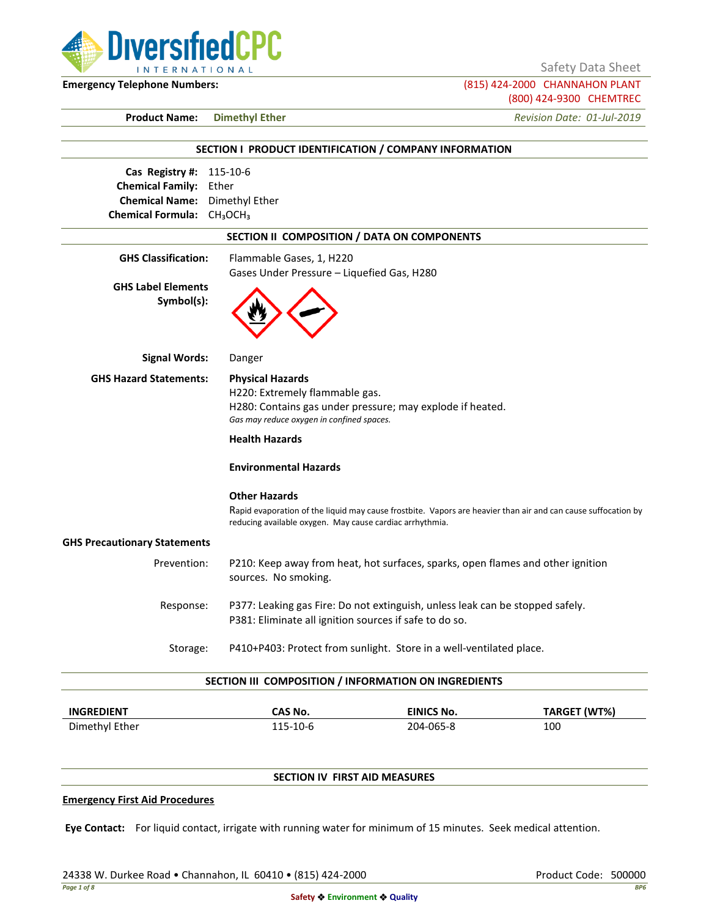Safety Data Sheet

**Emergency Telephone Numbers:** (815) 424-2000 CHANNAHON PLANT
(800) 424-9300 CHEMTREC

**Product Name:** Dimethyl Ether — *Revision Date: 01-Jul-2019*

## SECTION I PRODUCT IDENTIFICATION / COMPANY INFORMATION

**Cas Registry #:** 115-10-6
**Chemical Family:** Ether
**Chemical Name:** Dimethyl Ether
**Chemical Formula:** $CH_3OCH_3$

## SECTION II COMPOSITION / DATA ON COMPONENTS

**GHS Classification:** Flammable Gases, 1, H220
Gases Under Pressure – Liquefied Gas, H280

**GHS Label Elements Symbol(s):**

**Signal Words:** Danger

**GHS Hazard Statements:**

**Physical Hazards**
H220: Extremely flammable gas.
H280: Contains gas under pressure; may explode if heated.
*Gas may reduce oxygen in confined spaces.*

**Health Hazards**

**Environmental Hazards**

**Other Hazards**
Rapid evaporation of the liquid may cause frostbite. Vapors are heavier than air and can cause suffocation by reducing available oxygen. May cause cardiac arrhythmia.

**GHS Precautionary Statements**

Prevention: P210: Keep away from heat, hot surfaces, sparks, open flames and other ignition sources. No smoking.

Response: P377: Leaking gas Fire: Do not extinguish, unless leak can be stopped safely.
P381: Eliminate all ignition sources if safe to do so.

Storage: P410+P403: Protect from sunlight. Store in a well-ventilated place.

## SECTION III COMPOSITION / INFORMATION ON INGREDIENTS

| INGREDIENT | CAS No. | EINICS No. | TARGET (WT%) |
|---|---|---|---|
| Dimethyl Ether | 115-10-6 | 204-065-8 | 100 |

## SECTION IV FIRST AID MEASURES

**Emergency First Aid Procedures**

**Eye Contact:** For liquid contact, irrigate with running water for minimum of 15 minutes. Seek medical attention.

24338 W. Durkee Road • Channahon, IL 60410 • (815) 424-2000 — Product Code: 500000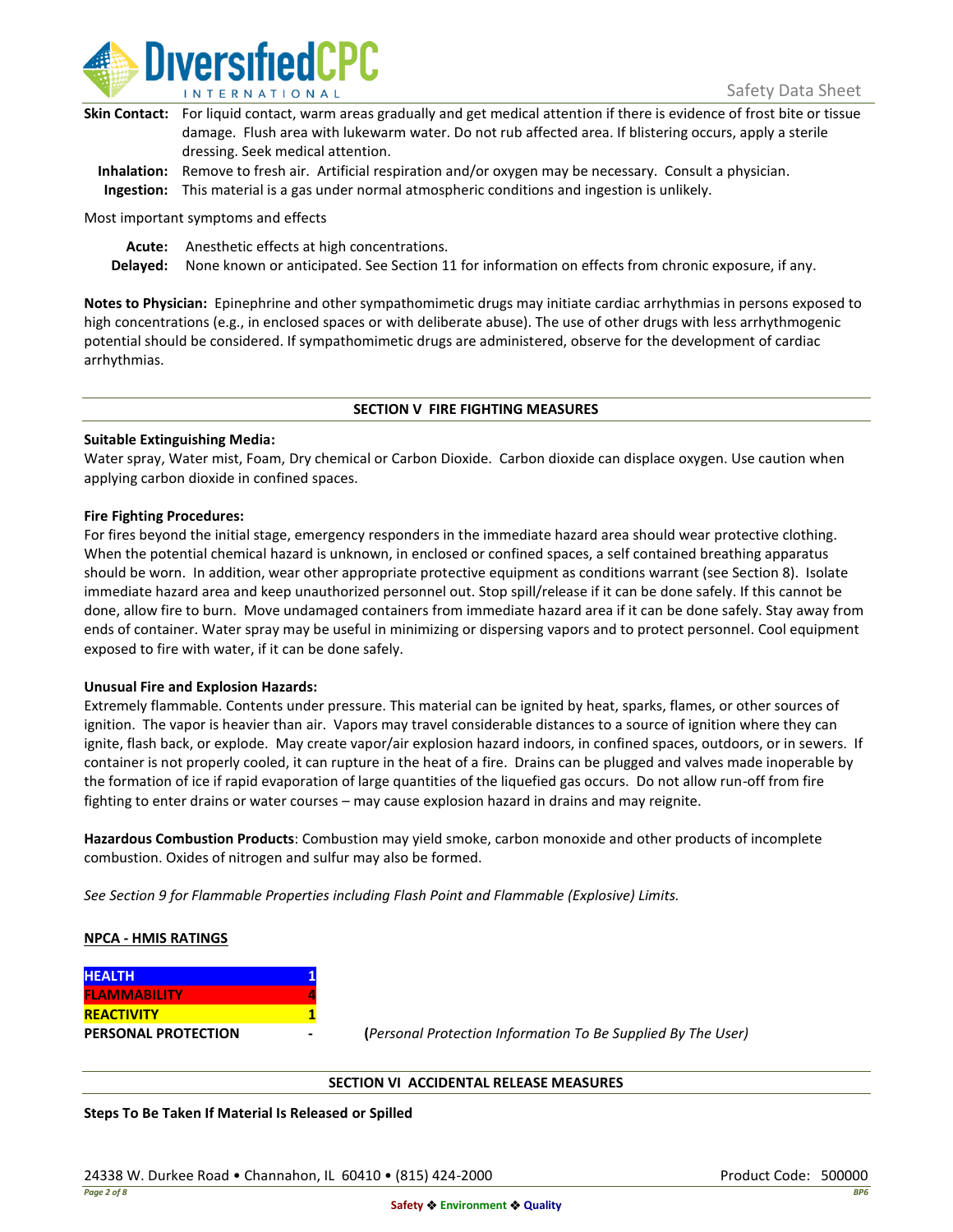**Skin Contact:** For liquid contact, warm areas gradually and get medical attention if there is evidence of frost bite or tissue damage. Flush area with lukewarm water. Do not rub affected area. If blistering occurs, apply a sterile dressing. Seek medical attention.

**Inhalation:** Remove to fresh air. Artificial respiration and/or oxygen may be necessary. Consult a physician.

**Ingestion:** This material is a gas under normal atmospheric conditions and ingestion is unlikely.

Most important symptoms and effects

**Acute:** Anesthetic effects at high concentrations.

**Delayed:** None known or anticipated. See Section 11 for information on effects from chronic exposure, if any.

**Notes to Physician:** Epinephrine and other sympathomimetic drugs may initiate cardiac arrhythmias in persons exposed to high concentrations (e.g., in enclosed spaces or with deliberate abuse). The use of other drugs with less arrhythmogenic potential should be considered. If sympathomimetic drugs are administered, observe for the development of cardiac arrhythmias.

## SECTION V FIRE FIGHTING MEASURES

**Suitable Extinguishing Media:**

Water spray, Water mist, Foam, Dry chemical or Carbon Dioxide. Carbon dioxide can displace oxygen. Use caution when applying carbon dioxide in confined spaces.

**Fire Fighting Procedures:**

For fires beyond the initial stage, emergency responders in the immediate hazard area should wear protective clothing. When the potential chemical hazard is unknown, in enclosed or confined spaces, a self contained breathing apparatus should be worn. In addition, wear other appropriate protective equipment as conditions warrant (see Section 8). Isolate immediate hazard area and keep unauthorized personnel out. Stop spill/release if it can be done safely. If this cannot be done, allow fire to burn. Move undamaged containers from immediate hazard area if it can be done safely. Stay away from ends of container. Water spray may be useful in minimizing or dispersing vapors and to protect personnel. Cool equipment exposed to fire with water, if it can be done safely.

**Unusual Fire and Explosion Hazards:**

Extremely flammable. Contents under pressure. This material can be ignited by heat, sparks, flames, or other sources of ignition. The vapor is heavier than air. Vapors may travel considerable distances to a source of ignition where they can ignite, flash back, or explode. May create vapor/air explosion hazard indoors, in confined spaces, outdoors, or in sewers. If container is not properly cooled, it can rupture in the heat of a fire. Drains can be plugged and valves made inoperable by the formation of ice if rapid evaporation of large quantities of the liquefied gas occurs. Do not allow run-off from fire fighting to enter drains or water courses – may cause explosion hazard in drains and may reignite.

**Hazardous Combustion Products**: Combustion may yield smoke, carbon monoxide and other products of incomplete combustion. Oxides of nitrogen and sulfur may also be formed.

*See Section 9 for Flammable Properties including Flash Point and Flammable (Explosive) Limits.*

**NPCA - HMIS RATINGS**

| | |
|---|---|
| HEALTH | 1 |
| FLAMMABILITY | 4 |
| REACTIVITY | 1 |
| PERSONAL PROTECTION | - |

(*Personal Protection Information To Be Supplied By The User)*

## SECTION VI ACCIDENTAL RELEASE MEASURES

**Steps To Be Taken If Material Is Released or Spilled**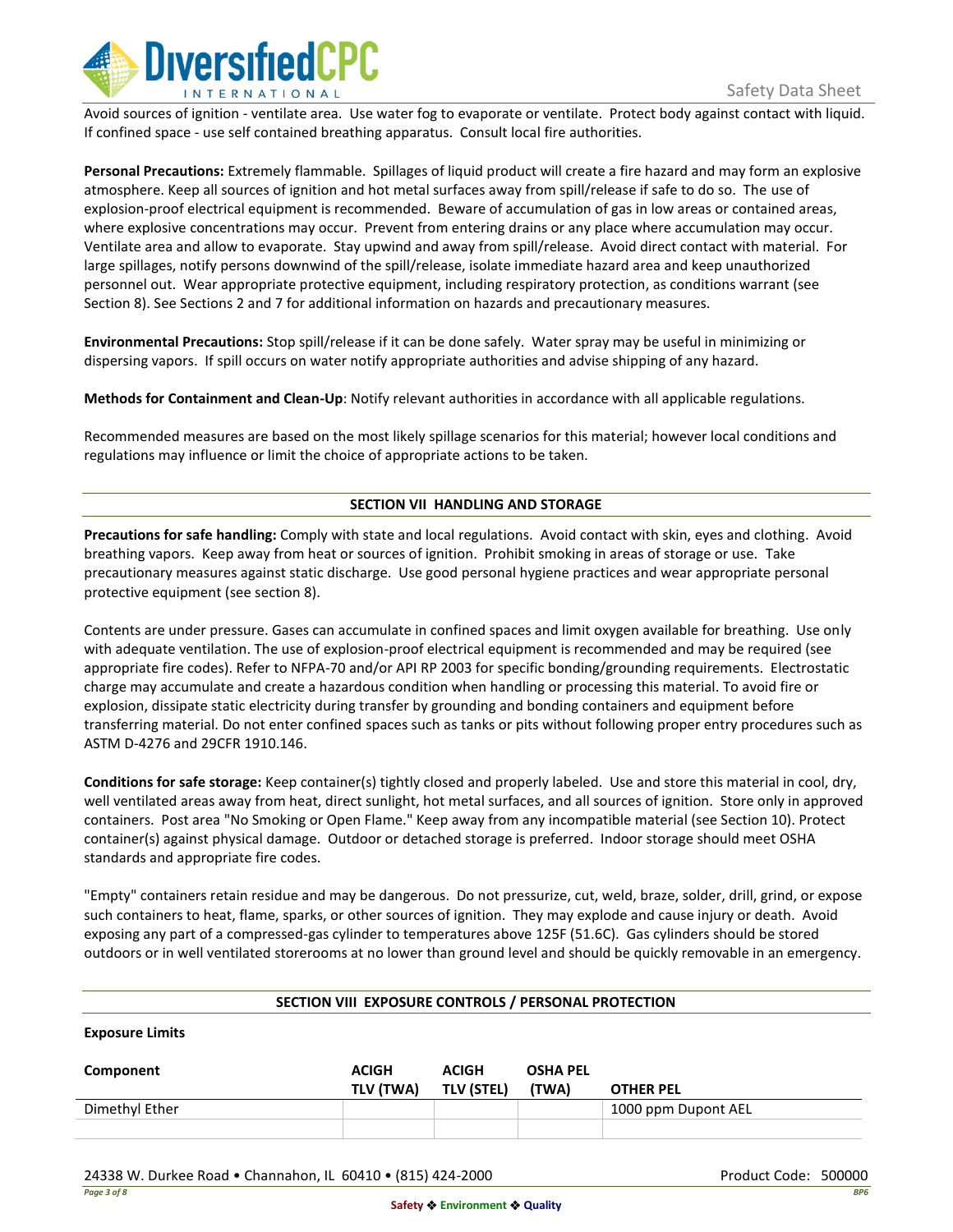Avoid sources of ignition - ventilate area. Use water fog to evaporate or ventilate. Protect body against contact with liquid. If confined space - use self contained breathing apparatus. Consult local fire authorities.

**Personal Precautions:** Extremely flammable. Spillages of liquid product will create a fire hazard and may form an explosive atmosphere. Keep all sources of ignition and hot metal surfaces away from spill/release if safe to do so. The use of explosion-proof electrical equipment is recommended. Beware of accumulation of gas in low areas or contained areas, where explosive concentrations may occur. Prevent from entering drains or any place where accumulation may occur. Ventilate area and allow to evaporate. Stay upwind and away from spill/release. Avoid direct contact with material. For large spillages, notify persons downwind of the spill/release, isolate immediate hazard area and keep unauthorized personnel out. Wear appropriate protective equipment, including respiratory protection, as conditions warrant (see Section 8). See Sections 2 and 7 for additional information on hazards and precautionary measures.

**Environmental Precautions:** Stop spill/release if it can be done safely. Water spray may be useful in minimizing or dispersing vapors. If spill occurs on water notify appropriate authorities and advise shipping of any hazard.

**Methods for Containment and Clean-Up**: Notify relevant authorities in accordance with all applicable regulations.

Recommended measures are based on the most likely spillage scenarios for this material; however local conditions and regulations may influence or limit the choice of appropriate actions to be taken.

## SECTION VII HANDLING AND STORAGE

**Precautions for safe handling:** Comply with state and local regulations. Avoid contact with skin, eyes and clothing. Avoid breathing vapors. Keep away from heat or sources of ignition. Prohibit smoking in areas of storage or use. Take precautionary measures against static discharge. Use good personal hygiene practices and wear appropriate personal protective equipment (see section 8).

Contents are under pressure. Gases can accumulate in confined spaces and limit oxygen available for breathing. Use only with adequate ventilation. The use of explosion-proof electrical equipment is recommended and may be required (see appropriate fire codes). Refer to NFPA-70 and/or API RP 2003 for specific bonding/grounding requirements. Electrostatic charge may accumulate and create a hazardous condition when handling or processing this material. To avoid fire or explosion, dissipate static electricity during transfer by grounding and bonding containers and equipment before transferring material. Do not enter confined spaces such as tanks or pits without following proper entry procedures such as ASTM D-4276 and 29CFR 1910.146.

**Conditions for safe storage:** Keep container(s) tightly closed and properly labeled. Use and store this material in cool, dry, well ventilated areas away from heat, direct sunlight, hot metal surfaces, and all sources of ignition. Store only in approved containers. Post area "No Smoking or Open Flame." Keep away from any incompatible material (see Section 10). Protect container(s) against physical damage. Outdoor or detached storage is preferred. Indoor storage should meet OSHA standards and appropriate fire codes.

"Empty" containers retain residue and may be dangerous. Do not pressurize, cut, weld, braze, solder, drill, grind, or expose such containers to heat, flame, sparks, or other sources of ignition. They may explode and cause injury or death. Avoid exposing any part of a compressed-gas cylinder to temperatures above 125F (51.6C). Gas cylinders should be stored outdoors or in well ventilated storerooms at no lower than ground level and should be quickly removable in an emergency.

## SECTION VIII EXPOSURE CONTROLS / PERSONAL PROTECTION

**Exposure Limits**

| Component | ACIGH TLV (TWA) | ACIGH TLV (STEL) | OSHA PEL (TWA) | OTHER PEL |
|---|---|---|---|---|
| Dimethyl Ether | | | | 1000 ppm Dupont AEL |
| | | | | |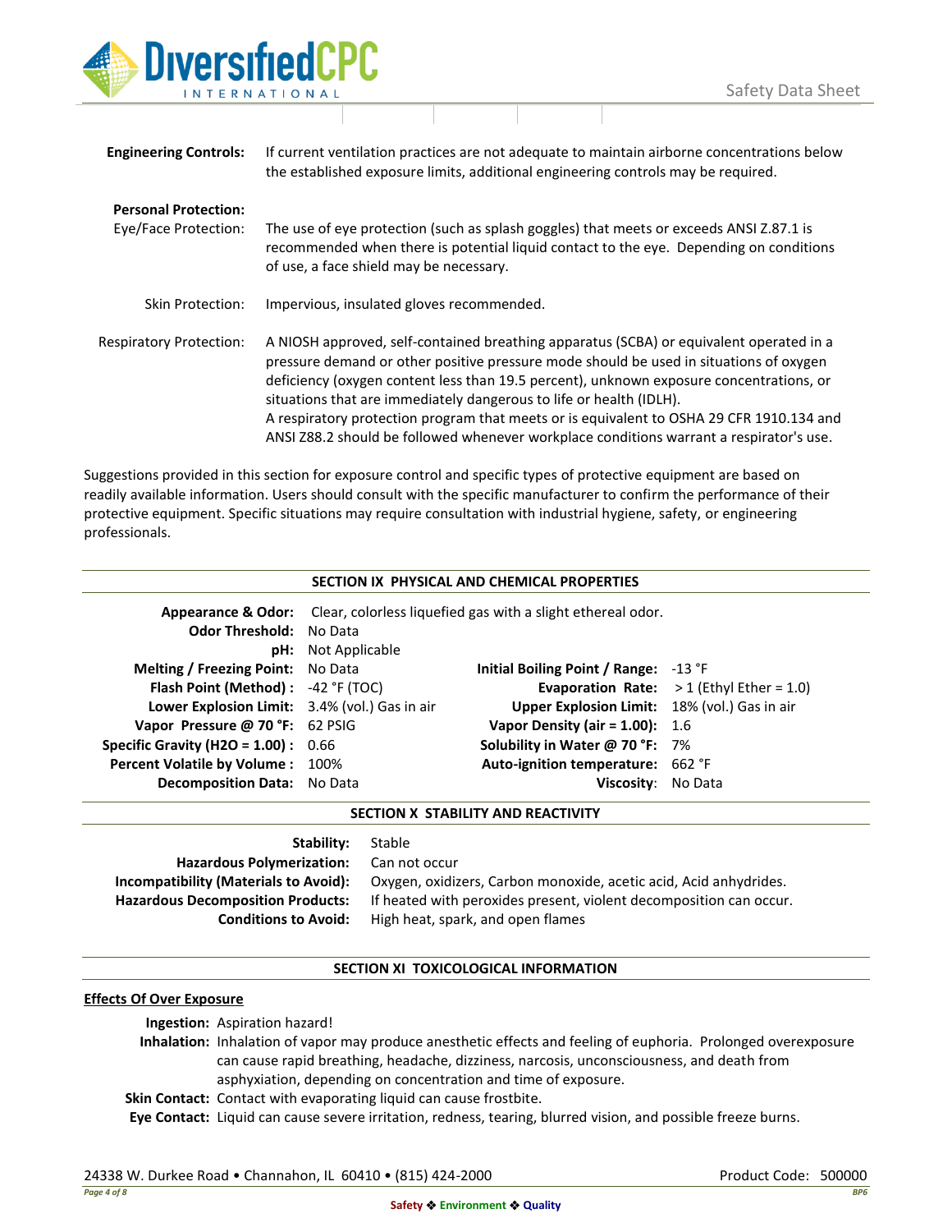**Engineering Controls:** If current ventilation practices are not adequate to maintain airborne concentrations below the established exposure limits, additional engineering controls may be required.

**Personal Protection:**

Eye/Face Protection: The use of eye protection (such as splash goggles) that meets or exceeds ANSI Z.87.1 is recommended when there is potential liquid contact to the eye. Depending on conditions of use, a face shield may be necessary.

Skin Protection: Impervious, insulated gloves recommended.

Respiratory Protection: A NIOSH approved, self-contained breathing apparatus (SCBA) or equivalent operated in a pressure demand or other positive pressure mode should be used in situations of oxygen deficiency (oxygen content less than 19.5 percent), unknown exposure concentrations, or situations that are immediately dangerous to life or health (IDLH).
A respiratory protection program that meets or is equivalent to OSHA 29 CFR 1910.134 and ANSI Z88.2 should be followed whenever workplace conditions warrant a respirator's use.

Suggestions provided in this section for exposure control and specific types of protective equipment are based on readily available information. Users should consult with the specific manufacturer to confirm the performance of their protective equipment. Specific situations may require consultation with industrial hygiene, safety, or engineering professionals.

## SECTION IX PHYSICAL AND CHEMICAL PROPERTIES

**Appearance & Odor:** Clear, colorless liquefied gas with a slight ethereal odor.

**Odor Threshold:** No Data

**pH:** Not Applicable

| | | | |
|---|---|---|---|
| **Melting / Freezing Point:** | No Data | **Initial Boiling Point / Range:** | -13 °F |
| **Flash Point (Method) :** | -42 °F (TOC) | **Evaporation Rate:** | > 1 (Ethyl Ether = 1.0) |
| **Lower Explosion Limit:** | 3.4% (vol.) Gas in air | **Upper Explosion Limit:** | 18% (vol.) Gas in air |
| **Vapor Pressure @ 70 °F:** | 62 PSIG | **Vapor Density (air = 1.00):** | 1.6 |
| **Specific Gravity (H2O = 1.00) :** | 0.66 | **Solubility in Water @ 70 °F:** | 7% |
| **Percent Volatile by Volume :** | 100% | **Auto-ignition temperature:** | 662 °F |
| **Decomposition Data:** | No Data | **Viscosity:** | No Data |

## SECTION X STABILITY AND REACTIVITY

**Stability:** Stable

**Hazardous Polymerization:** Can not occur

**Incompatibility (Materials to Avoid):** Oxygen, oxidizers, Carbon monoxide, acetic acid, Acid anhydrides.

**Hazardous Decomposition Products:** If heated with peroxides present, violent decomposition can occur.

**Conditions to Avoid:** High heat, spark, and open flames

## SECTION XI TOXICOLOGICAL INFORMATION

**Effects Of Over Exposure**

**Ingestion:** Aspiration hazard!

**Inhalation:** Inhalation of vapor may produce anesthetic effects and feeling of euphoria. Prolonged overexposure can cause rapid breathing, headache, dizziness, narcosis, unconsciousness, and death from asphyxiation, depending on concentration and time of exposure.

**Skin Contact:** Contact with evaporating liquid can cause frostbite.

**Eye Contact:** Liquid can cause severe irritation, redness, tearing, blurred vision, and possible freeze burns.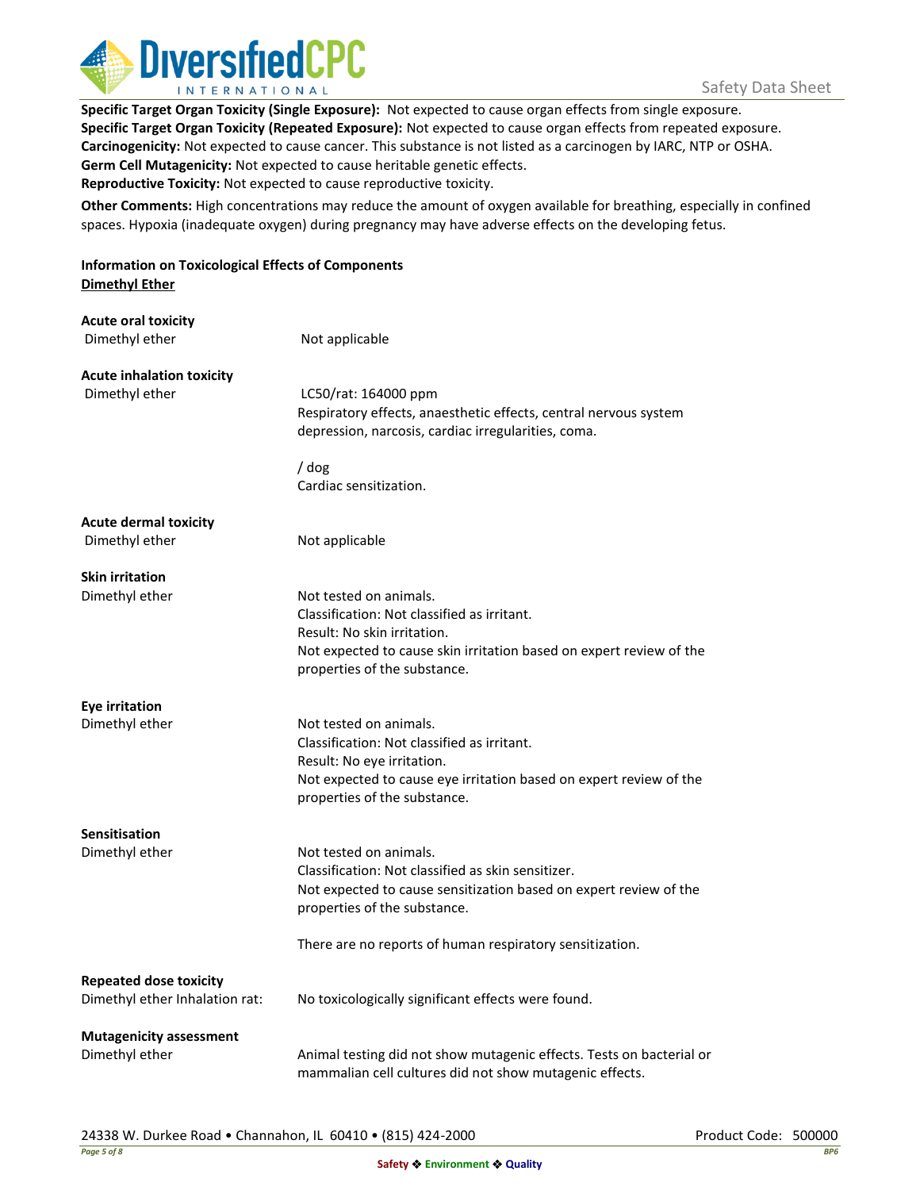**Specific Target Organ Toxicity (Single Exposure):** Not expected to cause organ effects from single exposure.
**Specific Target Organ Toxicity (Repeated Exposure):** Not expected to cause organ effects from repeated exposure.
**Carcinogenicity:** Not expected to cause cancer. This substance is not listed as a carcinogen by IARC, NTP or OSHA.
**Germ Cell Mutagenicity:** Not expected to cause heritable genetic effects.
**Reproductive Toxicity:** Not expected to cause reproductive toxicity.

**Other Comments:** High concentrations may reduce the amount of oxygen available for breathing, especially in confined spaces. Hypoxia (inadequate oxygen) during pregnancy may have adverse effects on the developing fetus.

**Information on Toxicological Effects of Components**
**Dimethyl Ether**

**Acute oral toxicity**

| | |
|---|---|
| Dimethyl ether | Not applicable |

**Acute inhalation toxicity**

| | |
|---|---|
| Dimethyl ether | LC50/rat: 164000 ppm<br>Respiratory effects, anaesthetic effects, central nervous system depression, narcosis, cardiac irregularities, coma.<br><br>/ dog<br>Cardiac sensitization. |

**Acute dermal toxicity**

| | |
|---|---|
| Dimethyl ether | Not applicable |

**Skin irritation**

| | |
|---|---|
| Dimethyl ether | Not tested on animals.<br>Classification: Not classified as irritant.<br>Result: No skin irritation.<br>Not expected to cause skin irritation based on expert review of the properties of the substance. |

**Eye irritation**

| | |
|---|---|
| Dimethyl ether | Not tested on animals.<br>Classification: Not classified as irritant.<br>Result: No eye irritation.<br>Not expected to cause eye irritation based on expert review of the properties of the substance. |

**Sensitisation**

| | |
|---|---|
| Dimethyl ether | Not tested on animals.<br>Classification: Not classified as skin sensitizer.<br>Not expected to cause sensitization based on expert review of the properties of the substance.<br><br>There are no reports of human respiratory sensitization. |

**Repeated dose toxicity**

| | |
|---|---|
| Dimethyl ether Inhalation rat: | No toxicologically significant effects were found. |

**Mutagenicity assessment**

| | |
|---|---|
| Dimethyl ether | Animal testing did not show mutagenic effects. Tests on bacterial or mammalian cell cultures did not show mutagenic effects. |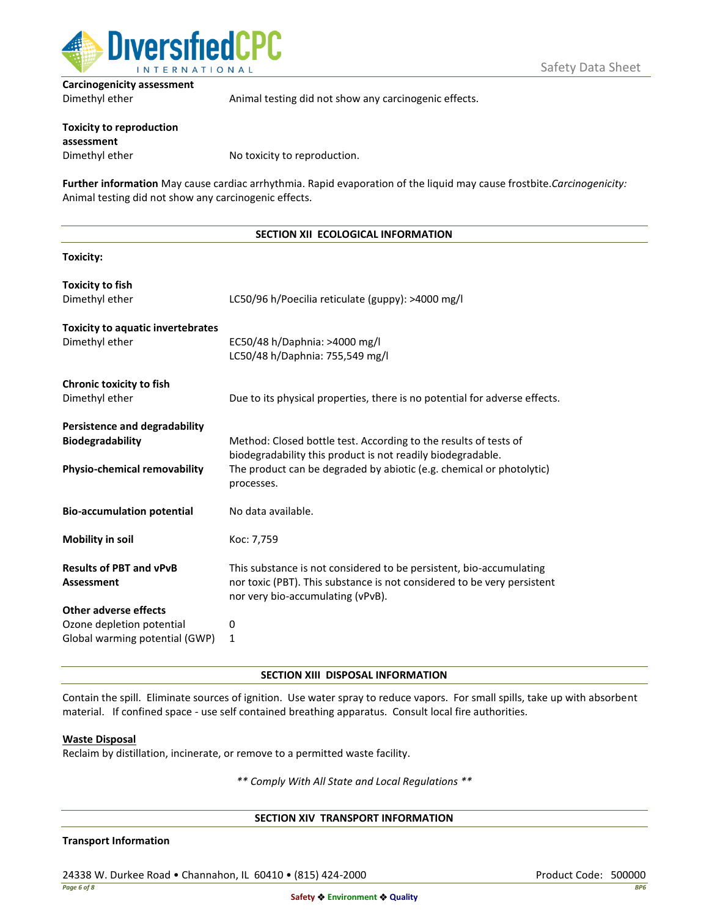**Carcinogenicity assessment**

| | |
|---|---|
| Dimethyl ether | Animal testing did not show any carcinogenic effects. |

**Toxicity to reproduction assessment**

| | |
|---|---|
| Dimethyl ether | No toxicity to reproduction. |

**Further information** May cause cardiac arrhythmia. Rapid evaporation of the liquid may cause frostbite.*Carcinogenicity:* Animal testing did not show any carcinogenic effects.

## SECTION XII ECOLOGICAL INFORMATION

**Toxicity:**

**Toxicity to fish**

| | |
|---|---|
| Dimethyl ether | LC50/96 h/Poecilia reticulate (guppy): >4000 mg/l |

**Toxicity to aquatic invertebrates**

| | |
|---|---|
| Dimethyl ether | EC50/48 h/Daphnia: >4000 mg/l<br>LC50/48 h/Daphnia: 755,549 mg/l |

**Chronic toxicity to fish**

| | |
|---|---|
| Dimethyl ether | Due to its physical properties, there is no potential for adverse effects. |

**Persistence and degradability**

| | |
|---|---|
| **Biodegradability** | Method: Closed bottle test. According to the results of tests of biodegradability this product is not readily biodegradable. |
| **Physio-chemical removability** | The product can be degraded by abiotic (e.g. chemical or photolytic) processes. |
| **Bio-accumulation potential** | No data available. |
| **Mobility in soil** | Koc: 7,759 |
| **Results of PBT and vPvB Assessment** | This substance is not considered to be persistent, bio-accumulating nor toxic (PBT). This substance is not considered to be very persistent nor very bio-accumulating (vPvB). |

**Other adverse effects**

| | |
|---|---|
| Ozone depletion potential | 0 |
| Global warming potential (GWP) | 1 |

## SECTION XIII DISPOSAL INFORMATION

Contain the spill. Eliminate sources of ignition. Use water spray to reduce vapors. For small spills, take up with absorbent material. If confined space - use self contained breathing apparatus. Consult local fire authorities.

**Waste Disposal**

Reclaim by distillation, incinerate, or remove to a permitted waste facility.

*** Comply With All State and Local Regulations ***

## SECTION XIV TRANSPORT INFORMATION

**Transport Information**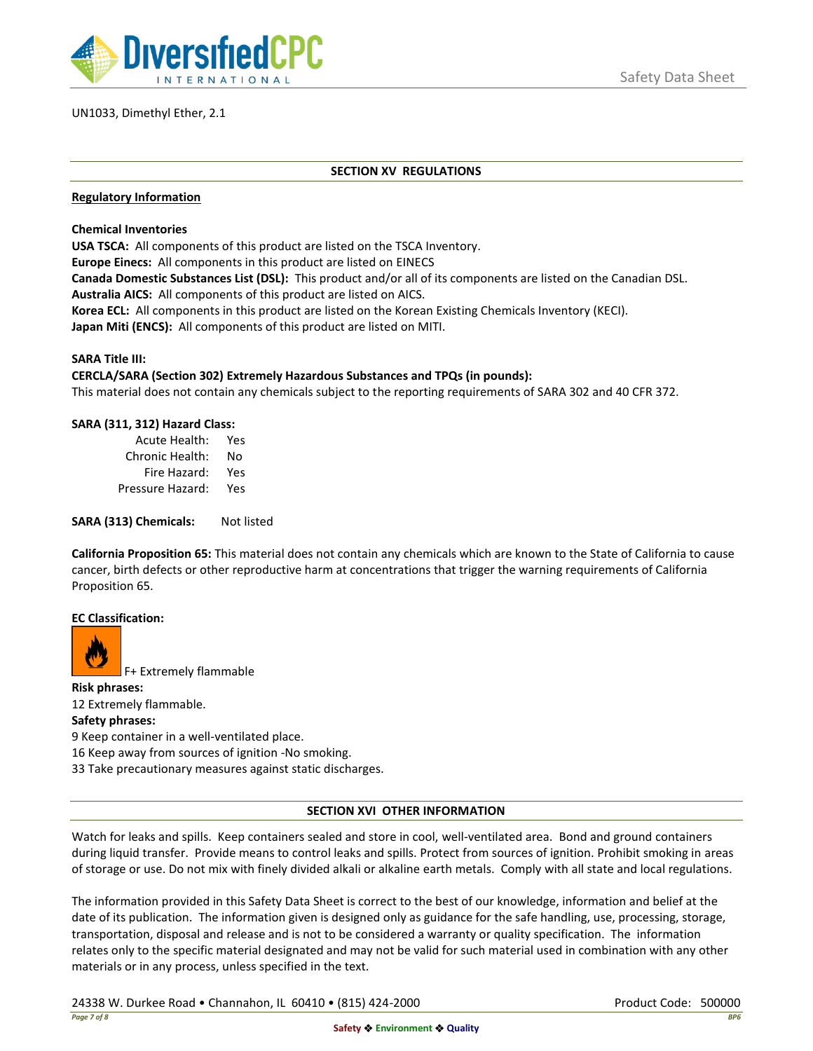UN1033, Dimethyl Ether, 2.1

## SECTION XV REGULATIONS

**Regulatory Information**

**Chemical Inventories**
**USA TSCA:** All components of this product are listed on the TSCA Inventory.
**Europe Einecs:** All components in this product are listed on EINECS
**Canada Domestic Substances List (DSL):** This product and/or all of its components are listed on the Canadian DSL.
**Australia AICS:** All components of this product are listed on AICS.
**Korea ECL:** All components in this product are listed on the Korean Existing Chemicals Inventory (KECI).
**Japan Miti (ENCS):** All components of this product are listed on MITI.

**SARA Title III:**
**CERCLA/SARA (Section 302) Extremely Hazardous Substances and TPQs (in pounds):**
This material does not contain any chemicals subject to the reporting requirements of SARA 302 and 40 CFR 372.

**SARA (311, 312) Hazard Class:**

| | |
|---|---|
| Acute Health: | Yes |
| Chronic Health: | No |
| Fire Hazard: | Yes |
| Pressure Hazard: | Yes |

**SARA (313) Chemicals:** Not listed

**California Proposition 65:** This material does not contain any chemicals which are known to the State of California to cause cancer, birth defects or other reproductive harm at concentrations that trigger the warning requirements of California Proposition 65.

**EC Classification:**

F+ Extremely flammable

**Risk phrases:**
12 Extremely flammable.

**Safety phrases:**
9 Keep container in a well-ventilated place.
16 Keep away from sources of ignition -No smoking.
33 Take precautionary measures against static discharges.

## SECTION XVI OTHER INFORMATION

Watch for leaks and spills. Keep containers sealed and store in cool, well-ventilated area. Bond and ground containers during liquid transfer. Provide means to control leaks and spills. Protect from sources of ignition. Prohibit smoking in areas of storage or use. Do not mix with finely divided alkali or alkaline earth metals. Comply with all state and local regulations.

The information provided in this Safety Data Sheet is correct to the best of our knowledge, information and belief at the date of its publication. The information given is designed only as guidance for the safe handling, use, processing, storage, transportation, disposal and release and is not to be considered a warranty or quality specification. The information relates only to the specific material designated and may not be valid for such material used in combination with any other materials or in any process, unless specified in the text.